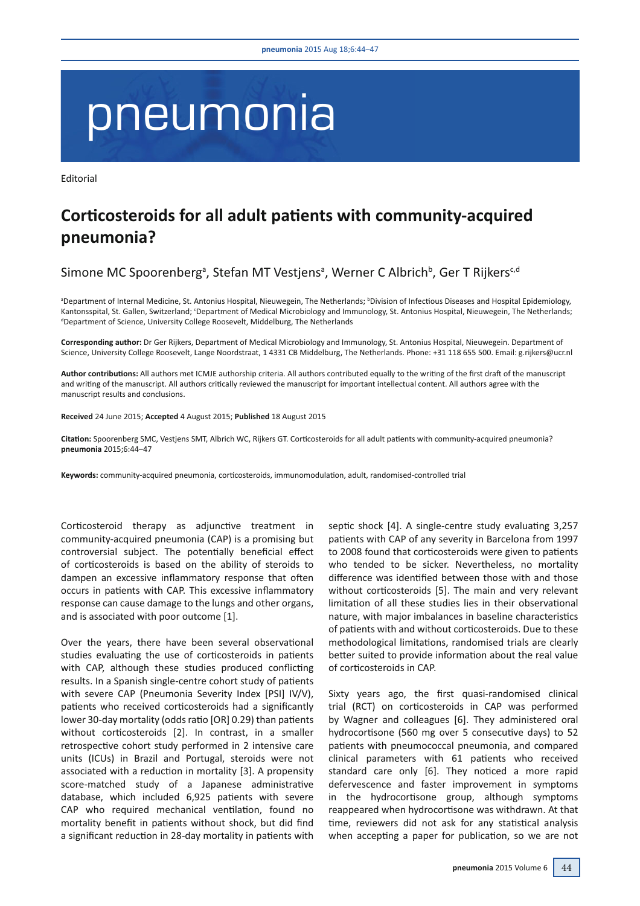Editorial

# Corticosteroids for all adult patients with community-acquired pneumonia?

Simone MC Spoorenberg[a], Stefan MT Vestjens[a], Werner C Albrich[b], Ger T Rijkers[c,d]

[a]Department of Internal Medicine, St. Antonius Hospital, Nieuwegein, The Netherlands; [b]Division of Infectious Diseases and Hospital Epidemiology, Kantonsspital, St. Gallen, Switzerland; [c]Department of Medical Microbiology and Immunology, St. Antonius Hospital, Nieuwegein, The Netherlands; [d]Department of Science, University College Roosevelt, Middelburg, The Netherlands

**Corresponding author:** Dr Ger Rijkers, Department of Medical Microbiology and Immunology, St. Antonius Hospital, Nieuwegein. Department of Science, University College Roosevelt, Lange Noordstraat, 1 4331 CB Middelburg, The Netherlands. Phone: +31 118 655 500. Email: g.rijkers@ucr.nl

**Author contributions:** All authors met ICMJE authorship criteria. All authors contributed equally to the writing of the first draft of the manuscript and writing of the manuscript. All authors critically reviewed the manuscript for important intellectual content. All authors agree with the manuscript results and conclusions.

**Received** 24 June 2015; **Accepted** 4 August 2015; **Published** 18 August 2015

**Citation:** Spoorenberg SMC, Vestjens SMT, Albrich WC, Rijkers GT. Corticosteroids for all adult patients with community-acquired pneumonia? **pneumonia** 2015;6:44–47

**Keywords:** community-acquired pneumonia, corticosteroids, immunomodulation, adult, randomised-controlled trial

Corticosteroid therapy as adjunctive treatment in community-acquired pneumonia (CAP) is a promising but controversial subject. The potentially beneficial effect of corticosteroids is based on the ability of steroids to dampen an excessive inflammatory response that often occurs in patients with CAP. This excessive inflammatory response can cause damage to the lungs and other organs, and is associated with poor outcome [1].

Over the years, there have been several observational studies evaluating the use of corticosteroids in patients with CAP, although these studies produced conflicting results. In a Spanish single-centre cohort study of patients with severe CAP (Pneumonia Severity Index [PSI] IV/V), patients who received corticosteroids had a significantly lower 30-day mortality (odds ratio [OR] 0.29) than patients without corticosteroids [2]. In contrast, in a smaller retrospective cohort study performed in 2 intensive care units (ICUs) in Brazil and Portugal, steroids were not associated with a reduction in mortality [3]. A propensity score-matched study of a Japanese administrative database, which included 6,925 patients with severe CAP who required mechanical ventilation, found no mortality benefit in patients without shock, but did find a significant reduction in 28-day mortality in patients with septic shock [4]. A single-centre study evaluating 3,257 patients with CAP of any severity in Barcelona from 1997 to 2008 found that corticosteroids were given to patients who tended to be sicker. Nevertheless, no mortality difference was identified between those with and those without corticosteroids [5]. The main and very relevant limitation of all these studies lies in their observational nature, with major imbalances in baseline characteristics of patients with and without corticosteroids. Due to these methodological limitations, randomised trials are clearly better suited to provide information about the real value of corticosteroids in CAP.

Sixty years ago, the first quasi-randomised clinical trial (RCT) on corticosteroids in CAP was performed by Wagner and colleagues [6]. They administered oral hydrocortisone (560 mg over 5 consecutive days) to 52 patients with pneumococcal pneumonia, and compared clinical parameters with 61 patients who received standard care only [6]. They noticed a more rapid defervescence and faster improvement in symptoms in the hydrocortisone group, although symptoms reappeared when hydrocortisone was withdrawn. At that time, reviewers did not ask for any statistical analysis when accepting a paper for publication, so we are not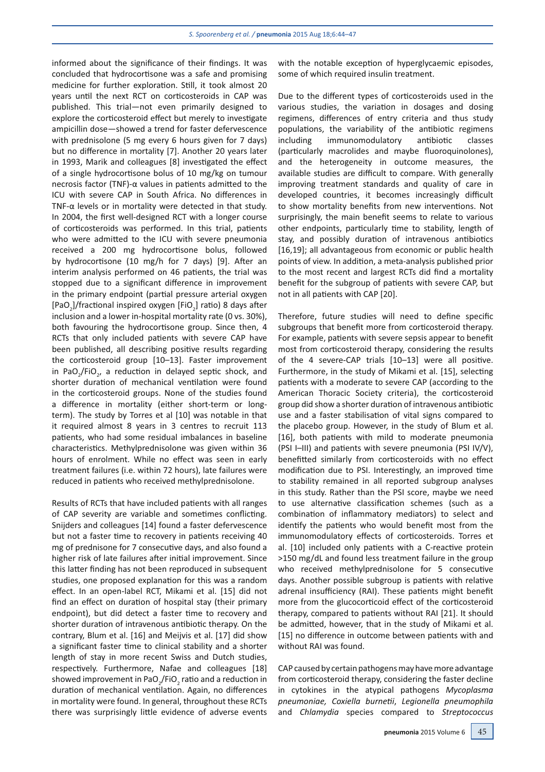informed about the significance of their findings. It was concluded that hydrocortisone was a safe and promising medicine for further exploration. Still, it took almost 20 years until the next RCT on corticosteroids in CAP was published. This trial—not even primarily designed to explore the corticosteroid effect but merely to investigate ampicillin dose—showed a trend for faster defervescence with prednisolone (5 mg every 6 hours given for 7 days) but no difference in mortality [7]. Another 20 years later in 1993, Marik and colleagues [8] investigated the effect of a single hydrocortisone bolus of 10 mg/kg on tumour necrosis factor (TNF)-α values in patients admitted to the ICU with severe CAP in South Africa. No differences in TNF-α levels or in mortality were detected in that study. In 2004, the first well-designed RCT with a longer course of corticosteroids was performed. In this trial, patients who were admitted to the ICU with severe pneumonia received a 200 mg hydrocortisone bolus, followed by hydrocortisone (10 mg/h for 7 days) [9]. After an interim analysis performed on 46 patients, the trial was stopped due to a significant difference in improvement in the primary endpoint (partial pressure arterial oxygen [$PaO_2$]/fractional inspired oxygen [$FiO_2$] ratio) 8 days after inclusion and a lower in-hospital mortality rate (0 vs. 30%), both favouring the hydrocortisone group. Since then, 4 RCTs that only included patients with severe CAP have been published, all describing positive results regarding the corticosteroid group [10–13]. Faster improvement in $PaO_2/FiO_2$, a reduction in delayed septic shock, and shorter duration of mechanical ventilation were found in the corticosteroid groups. None of the studies found a difference in mortality (either short-term or long-term). The study by Torres et al [10] was notable in that it required almost 8 years in 3 centres to recruit 113 patients, who had some residual imbalances in baseline characteristics. Methylprednisolone was given within 36 hours of enrolment. While no effect was seen in early treatment failures (i.e. within 72 hours), late failures were reduced in patients who received methylprednisolone.

Results of RCTs that have included patients with all ranges of CAP severity are variable and sometimes conflicting. Snijders and colleagues [14] found a faster defervescence but not a faster time to recovery in patients receiving 40 mg of prednisone for 7 consecutive days, and also found a higher risk of late failures after initial improvement. Since this latter finding has not been reproduced in subsequent studies, one proposed explanation for this was a random effect. In an open-label RCT, Mikami et al. [15] did not find an effect on duration of hospital stay (their primary endpoint), but did detect a faster time to recovery and shorter duration of intravenous antibiotic therapy. On the contrary, Blum et al. [16] and Meijvis et al. [17] did show a significant faster time to clinical stability and a shorter length of stay in more recent Swiss and Dutch studies, respectively. Furthermore, Nafae and colleagues [18] showed improvement in $PaO_2/FiO_2$ ratio and a reduction in duration of mechanical ventilation. Again, no differences in mortality were found. In general, throughout these RCTs there was surprisingly little evidence of adverse events with the notable exception of hyperglycaemic episodes, some of which required insulin treatment.

Due to the different types of corticosteroids used in the various studies, the variation in dosages and dosing regimens, differences of entry criteria and thus study populations, the variability of the antibiotic regimens including immunomodulatory antibiotic classes (particularly macrolides and maybe fluoroquinolones), and the heterogeneity in outcome measures, the available studies are difficult to compare. With generally improving treatment standards and quality of care in developed countries, it becomes increasingly difficult to show mortality benefits from new interventions. Not surprisingly, the main benefit seems to relate to various other endpoints, particularly time to stability, length of stay, and possibly duration of intravenous antibiotics [16,19]; all advantageous from economic or public health points of view. In addition, a meta-analysis published prior to the most recent and largest RCTs did find a mortality benefit for the subgroup of patients with severe CAP, but not in all patients with CAP [20].

Therefore, future studies will need to define specific subgroups that benefit more from corticosteroid therapy. For example, patients with severe sepsis appear to benefit most from corticosteroid therapy, considering the results of the 4 severe-CAP trials [10–13] were all positive. Furthermore, in the study of Mikami et al. [15], selecting patients with a moderate to severe CAP (according to the American Thoracic Society criteria), the corticosteroid group did show a shorter duration of intravenous antibiotic use and a faster stabilisation of vital signs compared to the placebo group. However, in the study of Blum et al. [16], both patients with mild to moderate pneumonia (PSI I–III) and patients with severe pneumonia (PSI IV/V), benefitted similarly from corticosteroids with no effect modification due to PSI. Interestingly, an improved time to stability remained in all reported subgroup analyses in this study. Rather than the PSI score, maybe we need to use alternative classification schemes (such as a combination of inflammatory mediators) to select and identify the patients who would benefit most from the immunomodulatory effects of corticosteroids. Torres et al. [10] included only patients with a C-reactive protein >150 mg/dL and found less treatment failure in the group who received methylprednisolone for 5 consecutive days. Another possible subgroup is patients with relative adrenal insufficiency (RAI). These patients might benefit more from the glucocorticoid effect of the corticosteroid therapy, compared to patients without RAI [21]. It should be admitted, however, that in the study of Mikami et al. [15] no difference in outcome between patients with and without RAI was found.

CAP caused by certain pathogens may have more advantage from corticosteroid therapy, considering the faster decline in cytokines in the atypical pathogens *Mycoplasma pneumoniae, Coxiella burnetii*, *Legionella pneumophila* and *Chlamydia* species compared to *Streptococcus*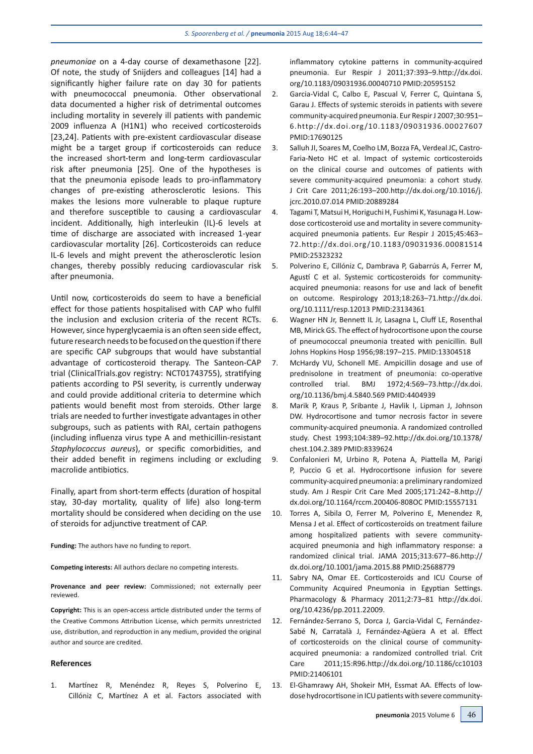*pneumoniae* on a 4-day course of dexamethasone [22]. Of note, the study of Snijders and colleagues [14] had a significantly higher failure rate on day 30 for patients with pneumococcal pneumonia. Other observational data documented a higher risk of detrimental outcomes including mortality in severely ill patients with pandemic 2009 influenza A (H1N1) who received corticosteroids [23,24]. Patients with pre-existent cardiovascular disease might be a target group if corticosteroids can reduce the increased short-term and long-term cardiovascular risk after pneumonia [25]. One of the hypotheses is that the pneumonia episode leads to pro-inflammatory changes of pre-existing atherosclerotic lesions. This makes the lesions more vulnerable to plaque rupture and therefore susceptible to causing a cardiovascular incident. Additionally, high interleukin (IL)-6 levels at time of discharge are associated with increased 1-year cardiovascular mortality [26]. Corticosteroids can reduce IL-6 levels and might prevent the atherosclerotic lesion changes, thereby possibly reducing cardiovascular risk after pneumonia.

Until now, corticosteroids do seem to have a beneficial effect for those patients hospitalised with CAP who fulfil the inclusion and exclusion criteria of the recent RCTs. However, since hyperglycaemia is an often seen side effect, future research needs to be focused on the question if there are specific CAP subgroups that would have substantial advantage of corticosteroid therapy. The Santeon-CAP trial (ClinicalTrials.gov registry: NCT01743755), stratifying patients according to PSI severity, is currently underway and could provide additional criteria to determine which patients would benefit most from steroids. Other large trials are needed to further investigate advantages in other subgroups, such as patients with RAI, certain pathogens (including influenza virus type A and methicillin-resistant *Staphylococcus aureus*), or specific comorbidities, and their added benefit in regimens including or excluding macrolide antibiotics.

Finally, apart from short-term effects (duration of hospital stay, 30-day mortality, quality of life) also long-term mortality should be considered when deciding on the use of steroids for adjunctive treatment of CAP.

**Funding:** The authors have no funding to report.

**Competing interests:** All authors declare no competing interests.

**Provenance and peer review:** Commissioned; not externally peer reviewed.

**Copyright:** This is an open-access article distributed under the terms of the Creative Commons Attribution License, which permits unrestricted use, distribution, and reproduction in any medium, provided the original author and source are credited.

## References

1. Martínez R, Menéndez R, Reyes S, Polverino E, Cillóniz C, Martínez A et al. Factors associated with inflammatory cytokine patterns in community-acquired pneumonia. Eur Respir J 2011;37:393–9.http://dx.doi.org/10.1183/09031936.00040710 PMID:20595152
2. Garcia-Vidal C, Calbo E, Pascual V, Ferrer C, Quintana S, Garau J. Effects of systemic steroids in patients with severe community-acquired pneumonia. Eur Respir J 2007;30:951–6.http://dx.doi.org/10.1183/09031936.00027607 PMID:17690125
3. Salluh JI, Soares M, Coelho LM, Bozza FA, Verdeal JC, Castro-Faria-Neto HC et al. Impact of systemic corticosteroids on the clinical course and outcomes of patients with severe community-acquired pneumonia: a cohort study. J Crit Care 2011;26:193–200.http://dx.doi.org/10.1016/j.jcrc.2010.07.014 PMID:20889284
4. Tagami T, Matsui H, Horiguchi H, Fushimi K, Yasunaga H. Low-dose corticosteroid use and mortality in severe community-acquired pneumonia patients. Eur Respir J 2015;45:463–72.http://dx.doi.org/10.1183/09031936.00081514 PMID:25323232
5. Polverino E, Cillóniz C, Dambrava P, Gabarrús A, Ferrer M, Agustí C et al. Systemic corticosteroids for community-acquired pneumonia: reasons for use and lack of benefit on outcome. Respirology 2013;18:263–71.http://dx.doi.org/10.1111/resp.12013 PMID:23134361
6. Wagner HN Jr, Bennett IL Jr, Lasagna L, Cluff LE, Rosenthal MB, Mirick GS. The effect of hydrocortisone upon the course of pneumococcal pneumonia treated with penicillin. Bull Johns Hopkins Hosp 1956;98:197–215. PMID:13304518
7. McHardy VU, Schonell ME. Ampicillin dosage and use of prednisolone in treatment of pneumonia: co-operative controlled trial. BMJ 1972;4:569–73.http://dx.doi.org/10.1136/bmj.4.5840.569 PMID:4404939
8. Marik P, Kraus P, Sribante J, Havlik I, Lipman J, Johnson DW. Hydrocortisone and tumor necrosis factor in severe community-acquired pneumonia. A randomized controlled study. Chest 1993;104:389–92.http://dx.doi.org/10.1378/chest.104.2.389 PMID:8339624
9. Confalonieri M, Urbino R, Potena A, Piattella M, Parigi P, Puccio G et al. Hydrocortisone infusion for severe community-acquired pneumonia: a preliminary randomized study. Am J Respir Crit Care Med 2005;171:242–8.http://dx.doi.org/10.1164/rccm.200406-808OC PMID:15557131
10. Torres A, Sibila O, Ferrer M, Polverino E, Menendez R, Mensa J et al. Effect of corticosteroids on treatment failure among hospitalized patients with severe community-acquired pneumonia and high inflammatory response: a randomized clinical trial. JAMA 2015;313:677–86.http://dx.doi.org/10.1001/jama.2015.88 PMID:25688779
11. Sabry NA, Omar EE. Corticosteroids and ICU Course of Community Acquired Pneumonia in Egyptian Settings. Pharmacology & Pharmacy 2011;2:73–81 http://dx.doi.org/10.4236/pp.2011.22009.
12. Fernández-Serrano S, Dorca J, Garcia-Vidal C, Fernández-Sabé N, Carratalà J, Fernández-Agüera A et al. Effect of corticosteroids on the clinical course of community-acquired pneumonia: a randomized controlled trial. Crit Care 2011;15:R96.http://dx.doi.org/10.1186/cc10103 PMID:21406101
13. El-Ghamrawy AH, Shokeir MH, Essmat AA. Effects of low-dose hydrocortisone in ICU patients with severe community-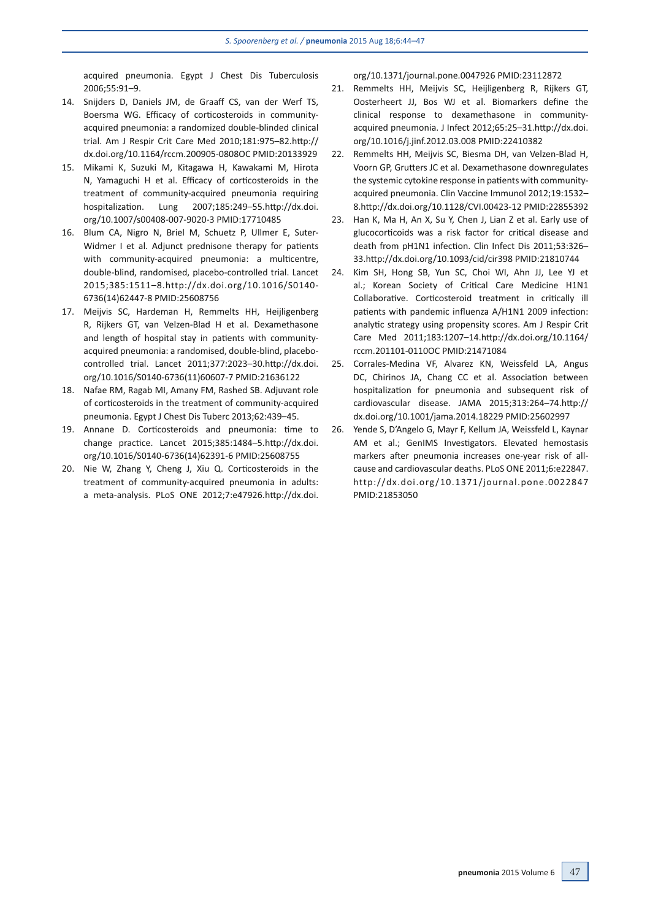acquired pneumonia. Egypt J Chest Dis Tuberculosis 2006;55:91–9.

14. Snijders D, Daniels JM, de Graaff CS, van der Werf TS, Boersma WG. Efficacy of corticosteroids in community-acquired pneumonia: a randomized double-blinded clinical trial. Am J Respir Crit Care Med 2010;181:975–82.http://dx.doi.org/10.1164/rccm.200905-0808OC PMID:20133929
15. Mikami K, Suzuki M, Kitagawa H, Kawakami M, Hirota N, Yamaguchi H et al. Efficacy of corticosteroids in the treatment of community-acquired pneumonia requiring hospitalization. Lung 2007;185:249–55.http://dx.doi.org/10.1007/s00408-007-9020-3 PMID:17710485
16. Blum CA, Nigro N, Briel M, Schuetz P, Ullmer E, Suter-Widmer I et al. Adjunct prednisone therapy for patients with community-acquired pneumonia: a multicentre, double-blind, randomised, placebo-controlled trial. Lancet 2015;385:1511–8.http://dx.doi.org/10.1016/S0140-6736(14)62447-8 PMID:25608756
17. Meijvis SC, Hardeman H, Remmelts HH, Heijligenberg R, Rijkers GT, van Velzen-Blad H et al. Dexamethasone and length of hospital stay in patients with community-acquired pneumonia: a randomised, double-blind, placebo-controlled trial. Lancet 2011;377:2023–30.http://dx.doi.org/10.1016/S0140-6736(11)60607-7 PMID:21636122
18. Nafae RM, Ragab MI, Amany FM, Rashed SB. Adjuvant role of corticosteroids in the treatment of community-acquired pneumonia. Egypt J Chest Dis Tuberc 2013;62:439–45.
19. Annane D. Corticosteroids and pneumonia: time to change practice. Lancet 2015;385:1484–5.http://dx.doi.org/10.1016/S0140-6736(14)62391-6 PMID:25608755
20. Nie W, Zhang Y, Cheng J, Xiu Q. Corticosteroids in the treatment of community-acquired pneumonia in adults: a meta-analysis. PLoS ONE 2012;7:e47926.http://dx.doi.org/10.1371/journal.pone.0047926 PMID:23112872
21. Remmelts HH, Meijvis SC, Heijligenberg R, Rijkers GT, Oosterheert JJ, Bos WJ et al. Biomarkers define the clinical response to dexamethasone in community-acquired pneumonia. J Infect 2012;65:25–31.http://dx.doi.org/10.1016/j.jinf.2012.03.008 PMID:22410382
22. Remmelts HH, Meijvis SC, Biesma DH, van Velzen-Blad H, Voorn GP, Grutters JC et al. Dexamethasone downregulates the systemic cytokine response in patients with community-acquired pneumonia. Clin Vaccine Immunol 2012;19:1532–8.http://dx.doi.org/10.1128/CVI.00423-12 PMID:22855392
23. Han K, Ma H, An X, Su Y, Chen J, Lian Z et al. Early use of glucocorticoids was a risk factor for critical disease and death from pH1N1 infection. Clin Infect Dis 2011;53:326–33.http://dx.doi.org/10.1093/cid/cir398 PMID:21810744
24. Kim SH, Hong SB, Yun SC, Choi WI, Ahn JJ, Lee YJ et al.; Korean Society of Critical Care Medicine H1N1 Collaborative. Corticosteroid treatment in critically ill patients with pandemic influenza A/H1N1 2009 infection: analytic strategy using propensity scores. Am J Respir Crit Care Med 2011;183:1207–14.http://dx.doi.org/10.1164/rccm.201101-0110OC PMID:21471084
25. Corrales-Medina VF, Alvarez KN, Weissfeld LA, Angus DC, Chirinos JA, Chang CC et al. Association between hospitalization for pneumonia and subsequent risk of cardiovascular disease. JAMA 2015;313:264–74.http://dx.doi.org/10.1001/jama.2014.18229 PMID:25602997
26. Yende S, D'Angelo G, Mayr F, Kellum JA, Weissfeld L, Kaynar AM et al.; GenIMS Investigators. Elevated hemostasis markers after pneumonia increases one-year risk of all-cause and cardiovascular deaths. PLoS ONE 2011;6:e22847.http://dx.doi.org/10.1371/journal.pone.0022847 PMID:21853050